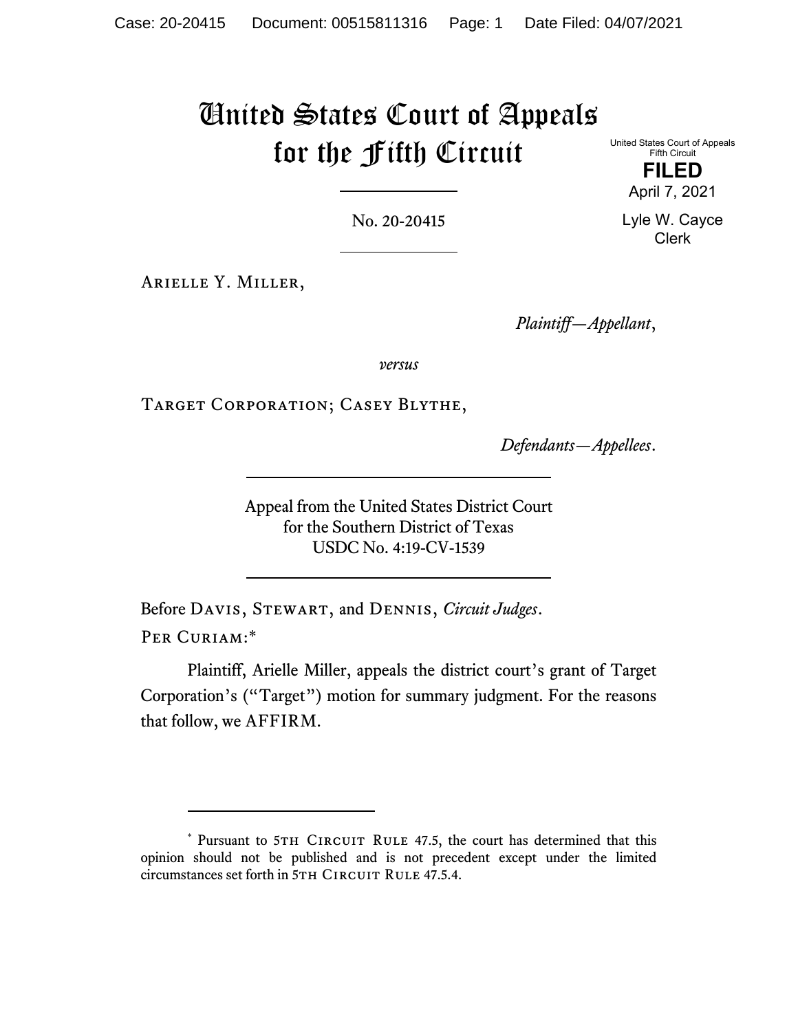# United States Court of Appeals for the Fifth Circuit

United States Court of Appeals
Fifth Circuit

**FILED**

April 7, 2021

Lyle W. Cayce
Clerk

No. 20-20415

Arielle Y. Miller,

*Plaintiff—Appellant*,

*versus*

Target Corporation; Casey Blythe,

*Defendants—Appellees*.

Appeal from the United States District Court
for the Southern District of Texas
USDC No. 4:19-CV-1539

Before Davis, Stewart, and Dennis, *Circuit Judges*.

Per Curiam:*

Plaintiff, Arielle Miller, appeals the district court's grant of Target Corporation's ("Target") motion for summary judgment. For the reasons that follow, we AFFIRM.

---

* Pursuant to 5th Circuit Rule 47.5, the court has determined that this opinion should not be published and is not precedent except under the limited circumstances set forth in 5th Circuit Rule 47.5.4.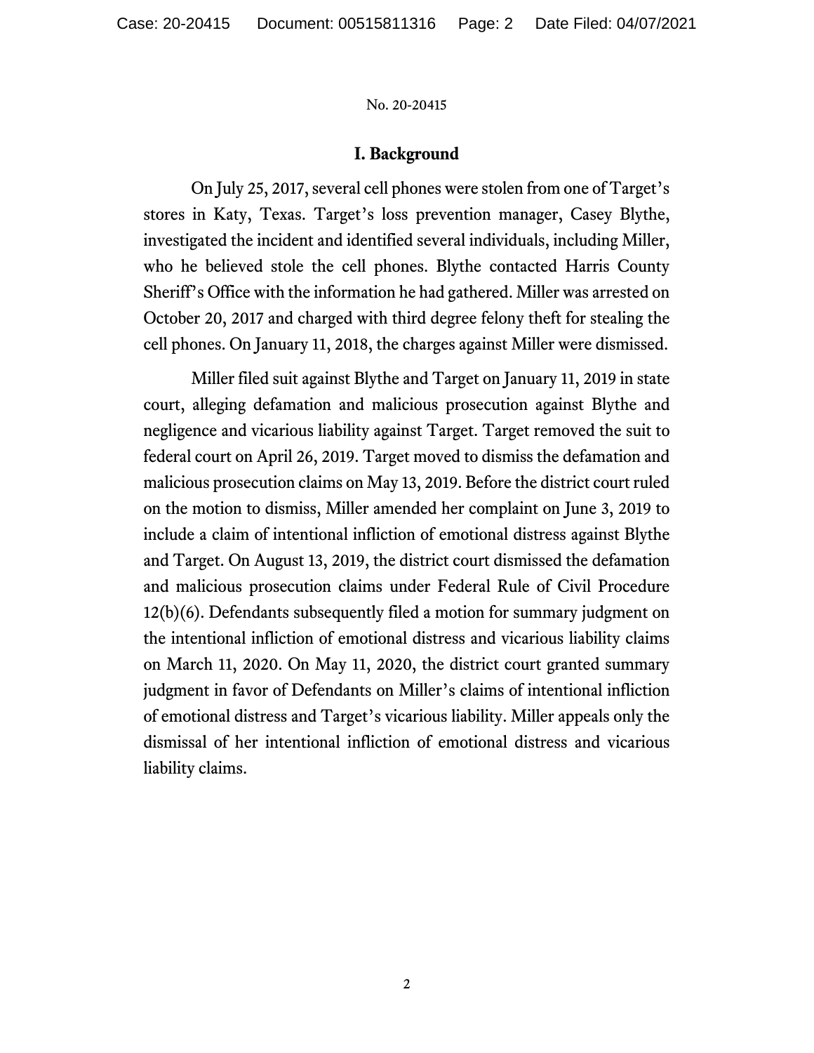## I. Background

On July 25, 2017, several cell phones were stolen from one of Target's stores in Katy, Texas. Target's loss prevention manager, Casey Blythe, investigated the incident and identified several individuals, including Miller, who he believed stole the cell phones. Blythe contacted Harris County Sheriff's Office with the information he had gathered. Miller was arrested on October 20, 2017 and charged with third degree felony theft for stealing the cell phones. On January 11, 2018, the charges against Miller were dismissed.

Miller filed suit against Blythe and Target on January 11, 2019 in state court, alleging defamation and malicious prosecution against Blythe and negligence and vicarious liability against Target. Target removed the suit to federal court on April 26, 2019. Target moved to dismiss the defamation and malicious prosecution claims on May 13, 2019. Before the district court ruled on the motion to dismiss, Miller amended her complaint on June 3, 2019 to include a claim of intentional infliction of emotional distress against Blythe and Target. On August 13, 2019, the district court dismissed the defamation and malicious prosecution claims under Federal Rule of Civil Procedure 12(b)(6). Defendants subsequently filed a motion for summary judgment on the intentional infliction of emotional distress and vicarious liability claims on March 11, 2020. On May 11, 2020, the district court granted summary judgment in favor of Defendants on Miller's claims of intentional infliction of emotional distress and Target's vicarious liability. Miller appeals only the dismissal of her intentional infliction of emotional distress and vicarious liability claims.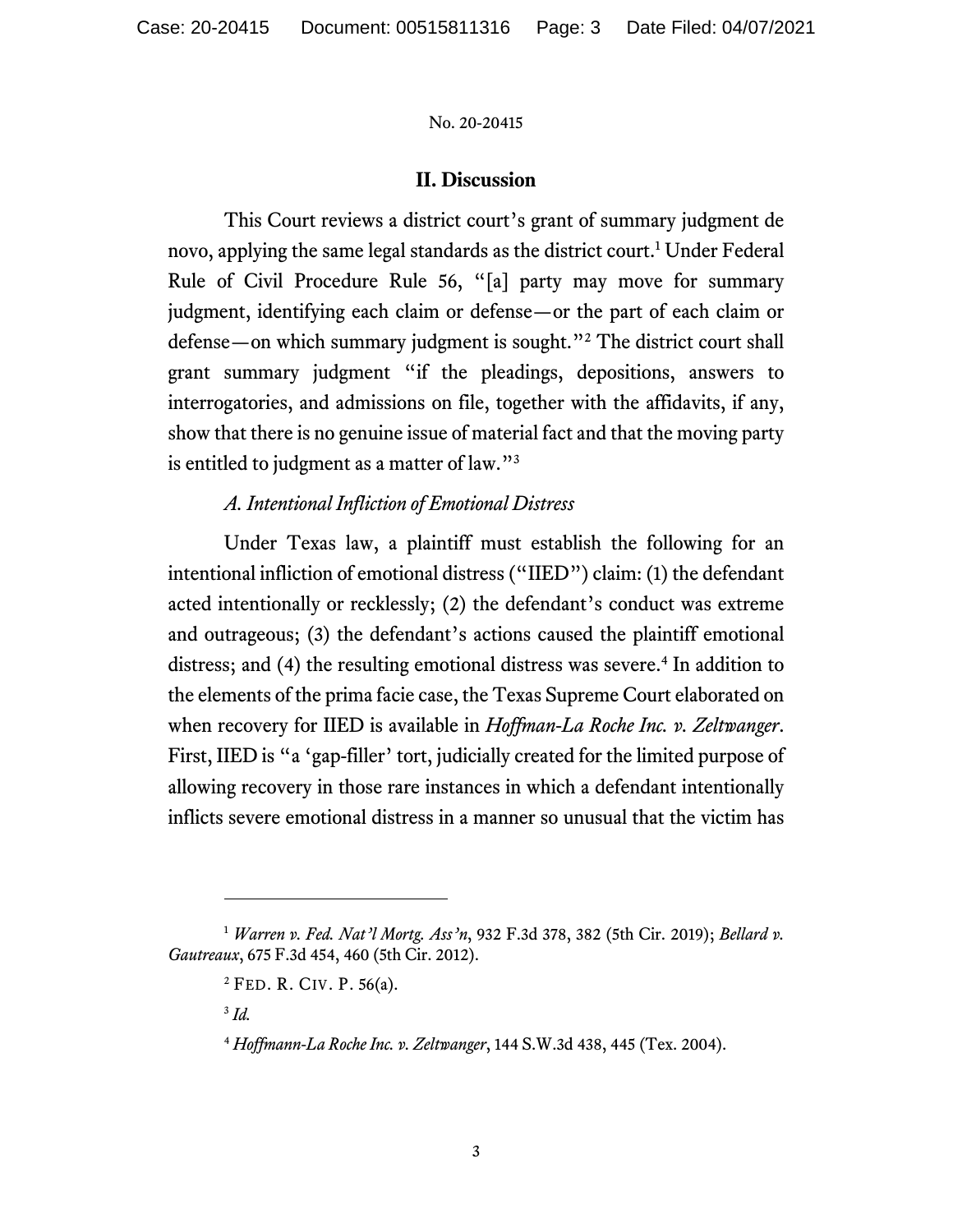## II. Discussion

This Court reviews a district court's grant of summary judgment de novo, applying the same legal standards as the district court.[1] Under Federal Rule of Civil Procedure Rule 56, "[a] party may move for summary judgment, identifying each claim or defense—or the part of each claim or defense—on which summary judgment is sought."[2] The district court shall grant summary judgment "if the pleadings, depositions, answers to interrogatories, and admissions on file, together with the affidavits, if any, show that there is no genuine issue of material fact and that the moving party is entitled to judgment as a matter of law."[3]

### *A. Intentional Infliction of Emotional Distress*

Under Texas law, a plaintiff must establish the following for an intentional infliction of emotional distress ("IIED") claim: (1) the defendant acted intentionally or recklessly; (2) the defendant's conduct was extreme and outrageous; (3) the defendant's actions caused the plaintiff emotional distress; and (4) the resulting emotional distress was severe.[4] In addition to the elements of the prima facie case, the Texas Supreme Court elaborated on when recovery for IIED is available in *Hoffman-La Roche Inc. v. Zeltwanger*. First, IIED is "a 'gap-filler' tort, judicially created for the limited purpose of allowing recovery in those rare instances in which a defendant intentionally inflicts severe emotional distress in a manner so unusual that the victim has

---

[1] *Warren v. Fed. Nat'l Mortg. Ass'n*, 932 F.3d 378, 382 (5th Cir. 2019); *Bellard v. Gautreaux*, 675 F.3d 454, 460 (5th Cir. 2012).

[2] Fed. R. Civ. P. 56(a).

[3] *Id.*

[4] *Hoffmann-La Roche Inc. v. Zeltwanger*, 144 S.W.3d 438, 445 (Tex. 2004).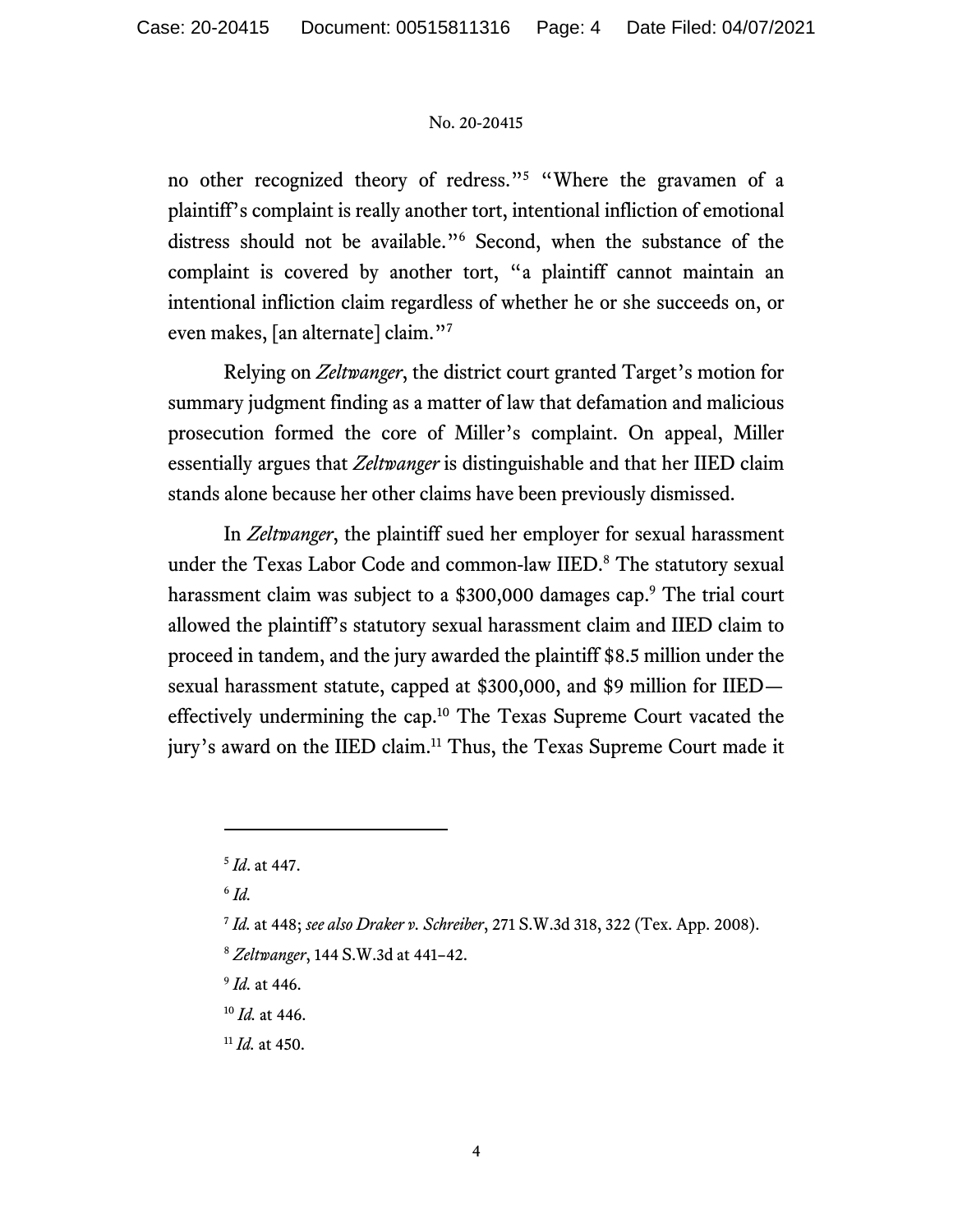no other recognized theory of redress."[5] "Where the gravamen of a plaintiff's complaint is really another tort, intentional infliction of emotional distress should not be available."[6] Second, when the substance of the complaint is covered by another tort, "a plaintiff cannot maintain an intentional infliction claim regardless of whether he or she succeeds on, or even makes, [an alternate] claim."[7]

Relying on *Zeltwanger*, the district court granted Target's motion for summary judgment finding as a matter of law that defamation and malicious prosecution formed the core of Miller's complaint. On appeal, Miller essentially argues that *Zeltwanger* is distinguishable and that her IIED claim stands alone because her other claims have been previously dismissed.

In *Zeltwanger*, the plaintiff sued her employer for sexual harassment under the Texas Labor Code and common-law IIED.[8] The statutory sexual harassment claim was subject to a $300,000 damages cap.[9] The trial court allowed the plaintiff's statutory sexual harassment claim and IIED claim to proceed in tandem, and the jury awarded the plaintiff $8.5 million under the sexual harassment statute, capped at $300,000, and $9 million for IIED—effectively undermining the cap.[10] The Texas Supreme Court vacated the jury's award on the IIED claim.[11] Thus, the Texas Supreme Court made it

---

[5] *Id*. at 447.

[6] *Id.*

[7] *Id.* at 448; *see also Draker v. Schreiber*, 271 S.W.3d 318, 322 (Tex. App. 2008).

[8] *Zeltwanger*, 144 S.W.3d at 441–42.

[9] *Id.* at 446.

[10] *Id.* at 446.

[11] *Id.* at 450.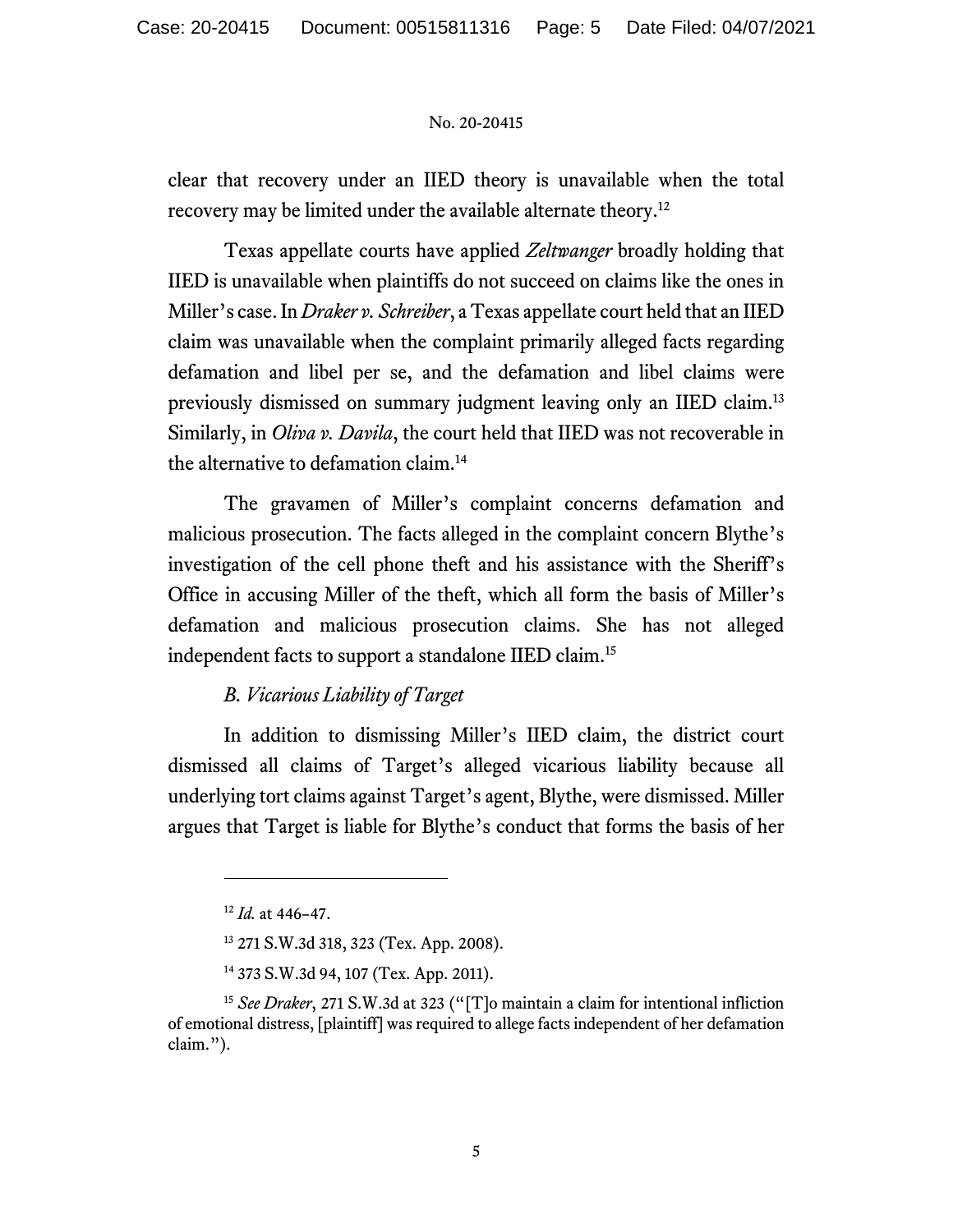clear that recovery under an IIED theory is unavailable when the total recovery may be limited under the available alternate theory.[12]

Texas appellate courts have applied *Zeltwanger* broadly holding that IIED is unavailable when plaintiffs do not succeed on claims like the ones in Miller's case. In *Draker v. Schreiber*, a Texas appellate court held that an IIED claim was unavailable when the complaint primarily alleged facts regarding defamation and libel per se, and the defamation and libel claims were previously dismissed on summary judgment leaving only an IIED claim.[13] Similarly, in *Oliva v. Davila*, the court held that IIED was not recoverable in the alternative to defamation claim.[14]

The gravamen of Miller's complaint concerns defamation and malicious prosecution. The facts alleged in the complaint concern Blythe's investigation of the cell phone theft and his assistance with the Sheriff's Office in accusing Miller of the theft, which all form the basis of Miller's defamation and malicious prosecution claims. She has not alleged independent facts to support a standalone IIED claim.[15]

*B. Vicarious Liability of Target*

In addition to dismissing Miller's IIED claim, the district court dismissed all claims of Target's alleged vicarious liability because all underlying tort claims against Target's agent, Blythe, were dismissed. Miller argues that Target is liable for Blythe's conduct that forms the basis of her

---

[12] *Id.* at 446–47.

[13] 271 S.W.3d 318, 323 (Tex. App. 2008).

[14] 373 S.W.3d 94, 107 (Tex. App. 2011).

[15] *See Draker*, 271 S.W.3d at 323 ("[T]o maintain a claim for intentional infliction of emotional distress, [plaintiff] was required to allege facts independent of her defamation claim.").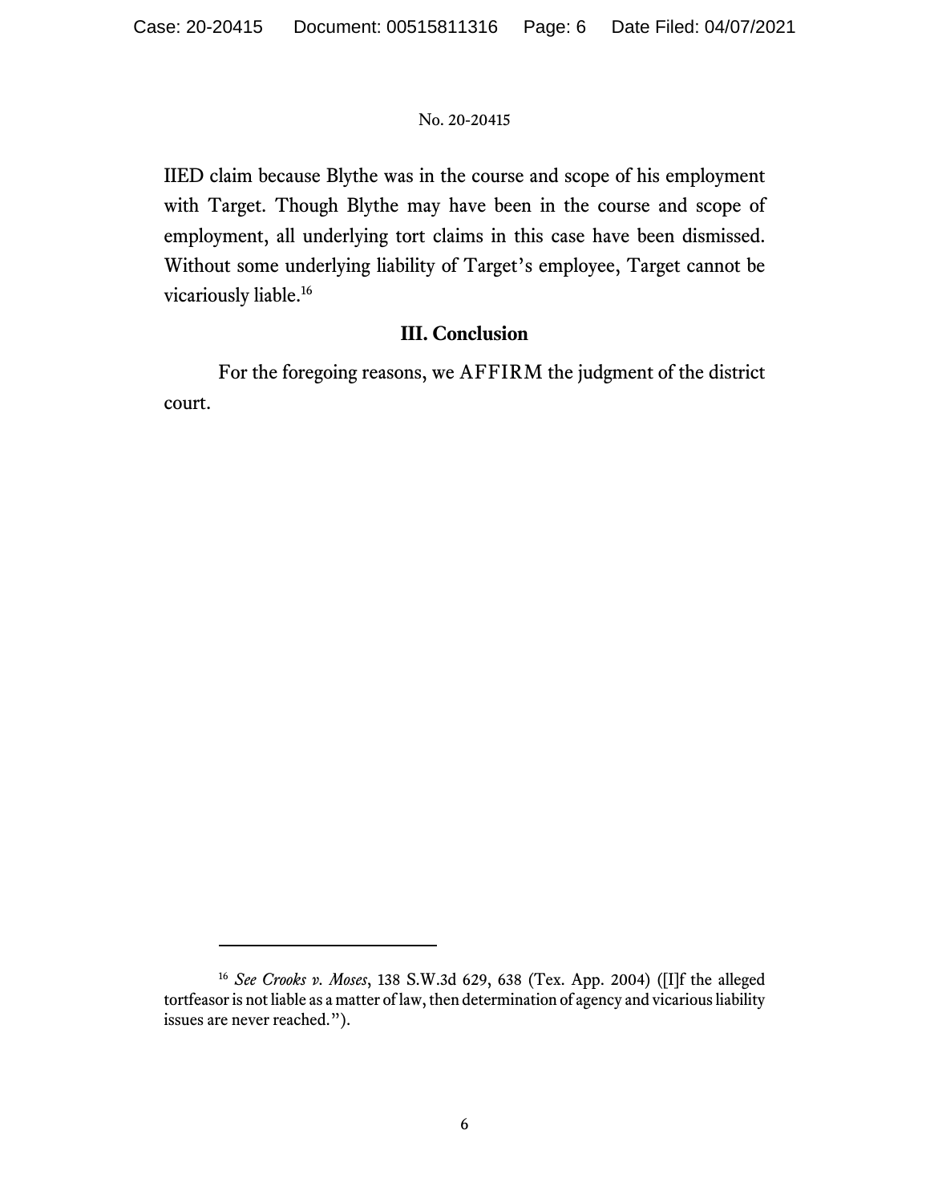IIED claim because Blythe was in the course and scope of his employment with Target. Though Blythe may have been in the course and scope of employment, all underlying tort claims in this case have been dismissed. Without some underlying liability of Target's employee, Target cannot be vicariously liable.[16]

## III. Conclusion

For the foregoing reasons, we AFFIRM the judgment of the district court.

---

[16] *See Crooks v. Moses*, 138 S.W.3d 629, 638 (Tex. App. 2004) ([I]f the alleged tortfeasor is not liable as a matter of law, then determination of agency and vicarious liability issues are never reached.").